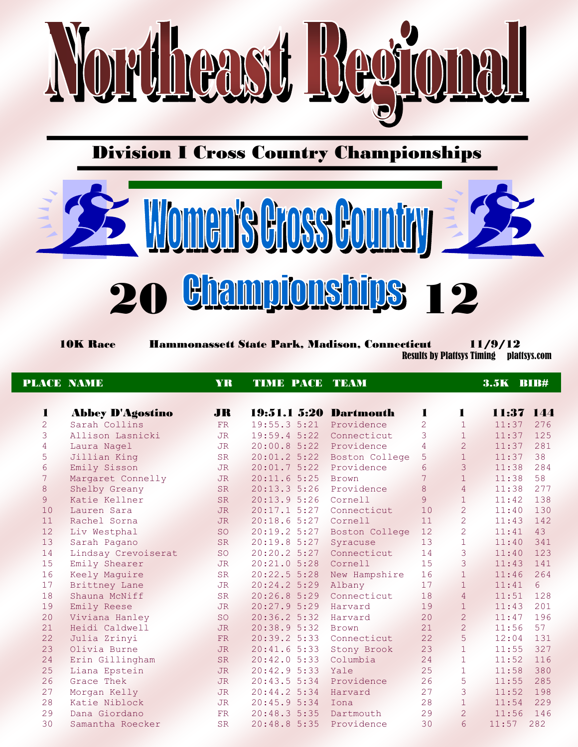# Northeast Regional

## Division I Cross Country Championships

## Women's Cross Country

## 2012 Championships

**10K Race** **Hammonassett State Park, Madison, Connecticut** **11/9/12**

Results by Plattsys Timing plattsys.com

| PLACE | NAME | YR | TIME | PACE | TEAM | | | 3.5K | BIB# |
|---|---|---|---|---|---|---|---|---|---|
| **1** | **Abbey D'Agostino** | **JR** | **19:51.1** | **5:20** | **Dartmouth** | **1** | **1** | **11:37** | **144** |
| 2 | Sarah Collins | FR | 19:55.3 | 5:21 | Providence | 2 | 1 | 11:37 | 276 |
| 3 | Allison Lasnicki | JR | 19:59.4 | 5:22 | Connecticut | 3 | 1 | 11:37 | 125 |
| 4 | Laura Nagel | JR | 20:00.8 | 5:22 | Providence | 4 | 2 | 11:37 | 281 |
| 5 | Jillian King | SR | 20:01.2 | 5:22 | Boston College | 5 | 1 | 11:37 | 38 |
| 6 | Emily Sisson | JR | 20:01.7 | 5:22 | Providence | 6 | 3 | 11:38 | 284 |
| 7 | Margaret Connelly | JR | 20:11.6 | 5:25 | Brown | 7 | 1 | 11:38 | 58 |
| 8 | Shelby Greany | SR | 20:13.3 | 5:26 | Providence | 8 | 4 | 11:38 | 277 |
| 9 | Katie Kellner | SR | 20:13.9 | 5:26 | Cornell | 9 | 1 | 11:42 | 138 |
| 10 | Lauren Sara | JR | 20:17.1 | 5:27 | Connecticut | 10 | 2 | 11:40 | 130 |
| 11 | Rachel Sorna | JR | 20:18.6 | 5:27 | Cornell | 11 | 2 | 11:43 | 142 |
| 12 | Liv Westphal | SO | 20:19.2 | 5:27 | Boston College | 12 | 2 | 11:41 | 43 |
| 13 | Sarah Pagano | SR | 20:19.8 | 5:27 | Syracuse | 13 | 1 | 11:40 | 341 |
| 14 | Lindsay Crevoiserat | SO | 20:20.2 | 5:27 | Connecticut | 14 | 3 | 11:40 | 123 |
| 15 | Emily Shearer | JR | 20:21.0 | 5:28 | Cornell | 15 | 3 | 11:43 | 141 |
| 16 | Keely Maguire | SR | 20:22.5 | 5:28 | New Hampshire | 16 | 1 | 11:46 | 264 |
| 17 | Brittney Lane | JR | 20:24.2 | 5:29 | Albany | 17 | 1 | 11:41 | 6 |
| 18 | Shauna McNiff | SR | 20:26.8 | 5:29 | Connecticut | 18 | 4 | 11:51 | 128 |
| 19 | Emily Reese | JR | 20:27.9 | 5:29 | Harvard | 19 | 1 | 11:43 | 201 |
| 20 | Viviana Hanley | SO | 20:36.2 | 5:32 | Harvard | 20 | 2 | 11:47 | 196 |
| 21 | Heidi Caldwell | JR | 20:38.9 | 5:32 | Brown | 21 | 2 | 11:56 | 57 |
| 22 | Julia Zrinyi | FR | 20:39.2 | 5:33 | Connecticut | 22 | 5 | 12:04 | 131 |
| 23 | Olivia Burne | JR | 20:41.6 | 5:33 | Stony Brook | 23 | 1 | 11:55 | 327 |
| 24 | Erin Gillingham | SR | 20:42.0 | 5:33 | Columbia | 24 | 1 | 11:52 | 116 |
| 25 | Liana Epstein | JR | 20:42.9 | 5:33 | Yale | 25 | 1 | 11:58 | 380 |
| 26 | Grace Thek | JR | 20:43.5 | 5:34 | Providence | 26 | 5 | 11:55 | 285 |
| 27 | Morgan Kelly | JR | 20:44.2 | 5:34 | Harvard | 27 | 3 | 11:52 | 198 |
| 28 | Katie Niblock | JR | 20:45.9 | 5:34 | Iona | 28 | 1 | 11:54 | 229 |
| 29 | Dana Giordano | FR | 20:48.3 | 5:35 | Dartmouth | 29 | 2 | 11:56 | 146 |
| 30 | Samantha Roecker | SR | 20:48.8 | 5:35 | Providence | 30 | 6 | 11:57 | 282 |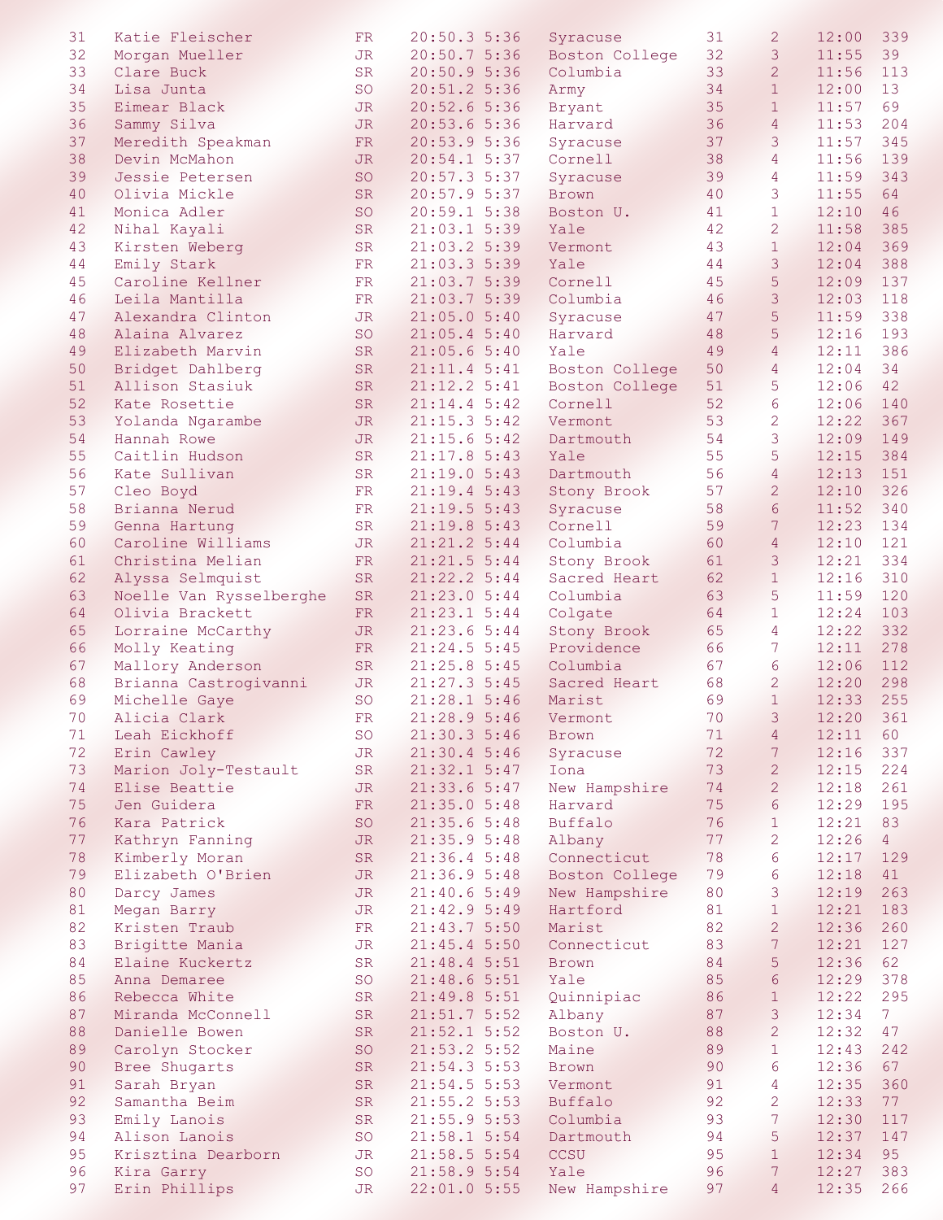| | | | | | | | | | |
|---|---|---|---|---|---|---|---|---|---|
| 31 | Katie Fleischer | FR | 20:50.3 | 5:36 | Syracuse | 31 | 2 | 12:00 | 339 |
| 32 | Morgan Mueller | JR | 20:50.7 | 5:36 | Boston College | 32 | 3 | 11:55 | 39 |
| 33 | Clare Buck | SR | 20:50.9 | 5:36 | Columbia | 33 | 2 | 11:56 | 113 |
| 34 | Lisa Junta | SO | 20:51.2 | 5:36 | Army | 34 | 1 | 12:00 | 13 |
| 35 | Eimear Black | JR | 20:52.6 | 5:36 | Bryant | 35 | 1 | 11:57 | 69 |
| 36 | Sammy Silva | JR | 20:53.6 | 5:36 | Harvard | 36 | 4 | 11:53 | 204 |
| 37 | Meredith Speakman | FR | 20:53.9 | 5:36 | Syracuse | 37 | 3 | 11:57 | 345 |
| 38 | Devin McMahon | JR | 20:54.1 | 5:37 | Cornell | 38 | 4 | 11:56 | 139 |
| 39 | Jessie Petersen | SO | 20:57.3 | 5:37 | Syracuse | 39 | 4 | 11:59 | 343 |
| 40 | Olivia Mickle | SR | 20:57.9 | 5:37 | Brown | 40 | 3 | 11:55 | 64 |
| 41 | Monica Adler | SO | 20:59.1 | 5:38 | Boston U. | 41 | 1 | 12:10 | 46 |
| 42 | Nihal Kayali | SR | 21:03.1 | 5:39 | Yale | 42 | 2 | 11:58 | 385 |
| 43 | Kirsten Weberg | SR | 21:03.2 | 5:39 | Vermont | 43 | 1 | 12:04 | 369 |
| 44 | Emily Stark | FR | 21:03.3 | 5:39 | Yale | 44 | 3 | 12:04 | 388 |
| 45 | Caroline Kellner | FR | 21:03.7 | 5:39 | Cornell | 45 | 5 | 12:09 | 137 |
| 46 | Leila Mantilla | FR | 21:03.7 | 5:39 | Columbia | 46 | 3 | 12:03 | 118 |
| 47 | Alexandra Clinton | JR | 21:05.0 | 5:40 | Syracuse | 47 | 5 | 11:59 | 338 |
| 48 | Alaina Alvarez | SO | 21:05.4 | 5:40 | Harvard | 48 | 5 | 12:16 | 193 |
| 49 | Elizabeth Marvin | SR | 21:05.6 | 5:40 | Yale | 49 | 4 | 12:11 | 386 |
| 50 | Bridget Dahlberg | SR | 21:11.4 | 5:41 | Boston College | 50 | 4 | 12:04 | 34 |
| 51 | Allison Stasiuk | SR | 21:12.2 | 5:41 | Boston College | 51 | 5 | 12:06 | 42 |
| 52 | Kate Rosettie | SR | 21:14.4 | 5:42 | Cornell | 52 | 6 | 12:06 | 140 |
| 53 | Yolanda Ngarambe | JR | 21:15.3 | 5:42 | Vermont | 53 | 2 | 12:22 | 367 |
| 54 | Hannah Rowe | JR | 21:15.6 | 5:42 | Dartmouth | 54 | 3 | 12:09 | 149 |
| 55 | Caitlin Hudson | SR | 21:17.8 | 5:43 | Yale | 55 | 5 | 12:15 | 384 |
| 56 | Kate Sullivan | SR | 21:19.0 | 5:43 | Dartmouth | 56 | 4 | 12:13 | 151 |
| 57 | Cleo Boyd | FR | 21:19.4 | 5:43 | Stony Brook | 57 | 2 | 12:10 | 326 |
| 58 | Brianna Nerud | FR | 21:19.5 | 5:43 | Syracuse | 58 | 6 | 11:52 | 340 |
| 59 | Genna Hartung | SR | 21:19.8 | 5:43 | Cornell | 59 | 7 | 12:23 | 134 |
| 60 | Caroline Williams | JR | 21:21.2 | 5:44 | Columbia | 60 | 4 | 12:10 | 121 |
| 61 | Christina Melian | FR | 21:21.5 | 5:44 | Stony Brook | 61 | 3 | 12:21 | 334 |
| 62 | Alyssa Selmquist | SR | 21:22.2 | 5:44 | Sacred Heart | 62 | 1 | 12:16 | 310 |
| 63 | Noelle Van Rysselberghe | SR | 21:23.0 | 5:44 | Columbia | 63 | 5 | 11:59 | 120 |
| 64 | Olivia Brackett | FR | 21:23.1 | 5:44 | Colgate | 64 | 1 | 12:24 | 103 |
| 65 | Lorraine McCarthy | JR | 21:23.6 | 5:44 | Stony Brook | 65 | 4 | 12:22 | 332 |
| 66 | Molly Keating | FR | 21:24.5 | 5:45 | Providence | 66 | 7 | 12:11 | 278 |
| 67 | Mallory Anderson | SR | 21:25.8 | 5:45 | Columbia | 67 | 6 | 12:06 | 112 |
| 68 | Brianna Castrogivanni | JR | 21:27.3 | 5:45 | Sacred Heart | 68 | 2 | 12:20 | 298 |
| 69 | Michelle Gaye | SO | 21:28.1 | 5:46 | Marist | 69 | 1 | 12:33 | 255 |
| 70 | Alicia Clark | FR | 21:28.9 | 5:46 | Vermont | 70 | 3 | 12:20 | 361 |
| 71 | Leah Eickhoff | SO | 21:30.3 | 5:46 | Brown | 71 | 4 | 12:11 | 60 |
| 72 | Erin Cawley | JR | 21:30.4 | 5:46 | Syracuse | 72 | 7 | 12:16 | 337 |
| 73 | Marion Joly-Testault | SR | 21:32.1 | 5:47 | Iona | 73 | 2 | 12:15 | 224 |
| 74 | Elise Beattie | JR | 21:33.6 | 5:47 | New Hampshire | 74 | 2 | 12:18 | 261 |
| 75 | Jen Guidera | FR | 21:35.0 | 5:48 | Harvard | 75 | 6 | 12:29 | 195 |
| 76 | Kara Patrick | SO | 21:35.6 | 5:48 | Buffalo | 76 | 1 | 12:21 | 83 |
| 77 | Kathryn Fanning | JR | 21:35.9 | 5:48 | Albany | 77 | 2 | 12:26 | 4 |
| 78 | Kimberly Moran | SR | 21:36.4 | 5:48 | Connecticut | 78 | 6 | 12:17 | 129 |
| 79 | Elizabeth O'Brien | JR | 21:36.9 | 5:48 | Boston College | 79 | 6 | 12:18 | 41 |
| 80 | Darcy James | JR | 21:40.6 | 5:49 | New Hampshire | 80 | 3 | 12:19 | 263 |
| 81 | Megan Barry | JR | 21:42.9 | 5:49 | Hartford | 81 | 1 | 12:21 | 183 |
| 82 | Kristen Traub | FR | 21:43.7 | 5:50 | Marist | 82 | 2 | 12:36 | 260 |
| 83 | Brigitte Mania | JR | 21:45.4 | 5:50 | Connecticut | 83 | 7 | 12:21 | 127 |
| 84 | Elaine Kuckertz | SR | 21:48.4 | 5:51 | Brown | 84 | 5 | 12:36 | 62 |
| 85 | Anna Demaree | SO | 21:48.6 | 5:51 | Yale | 85 | 6 | 12:29 | 378 |
| 86 | Rebecca White | SR | 21:49.8 | 5:51 | Quinnipiac | 86 | 1 | 12:22 | 295 |
| 87 | Miranda McConnell | SR | 21:51.7 | 5:52 | Albany | 87 | 3 | 12:34 | 7 |
| 88 | Danielle Bowen | SR | 21:52.1 | 5:52 | Boston U. | 88 | 2 | 12:32 | 47 |
| 89 | Carolyn Stocker | SO | 21:53.2 | 5:52 | Maine | 89 | 1 | 12:43 | 242 |
| 90 | Bree Shugarts | SR | 21:54.3 | 5:53 | Brown | 90 | 6 | 12:36 | 67 |
| 91 | Sarah Bryan | SR | 21:54.5 | 5:53 | Vermont | 91 | 4 | 12:35 | 360 |
| 92 | Samantha Beim | SR | 21:55.2 | 5:53 | Buffalo | 92 | 2 | 12:33 | 77 |
| 93 | Emily Lanois | SR | 21:55.9 | 5:53 | Columbia | 93 | 7 | 12:30 | 117 |
| 94 | Alison Lanois | SO | 21:58.1 | 5:54 | Dartmouth | 94 | 5 | 12:37 | 147 |
| 95 | Krisztina Dearborn | JR | 21:58.5 | 5:54 | CCSU | 95 | 1 | 12:34 | 95 |
| 96 | Kira Garry | SO | 21:58.9 | 5:54 | Yale | 96 | 7 | 12:27 | 383 |
| 97 | Erin Phillips | JR | 22:01.0 | 5:55 | New Hampshire | 97 | 4 | 12:35 | 266 |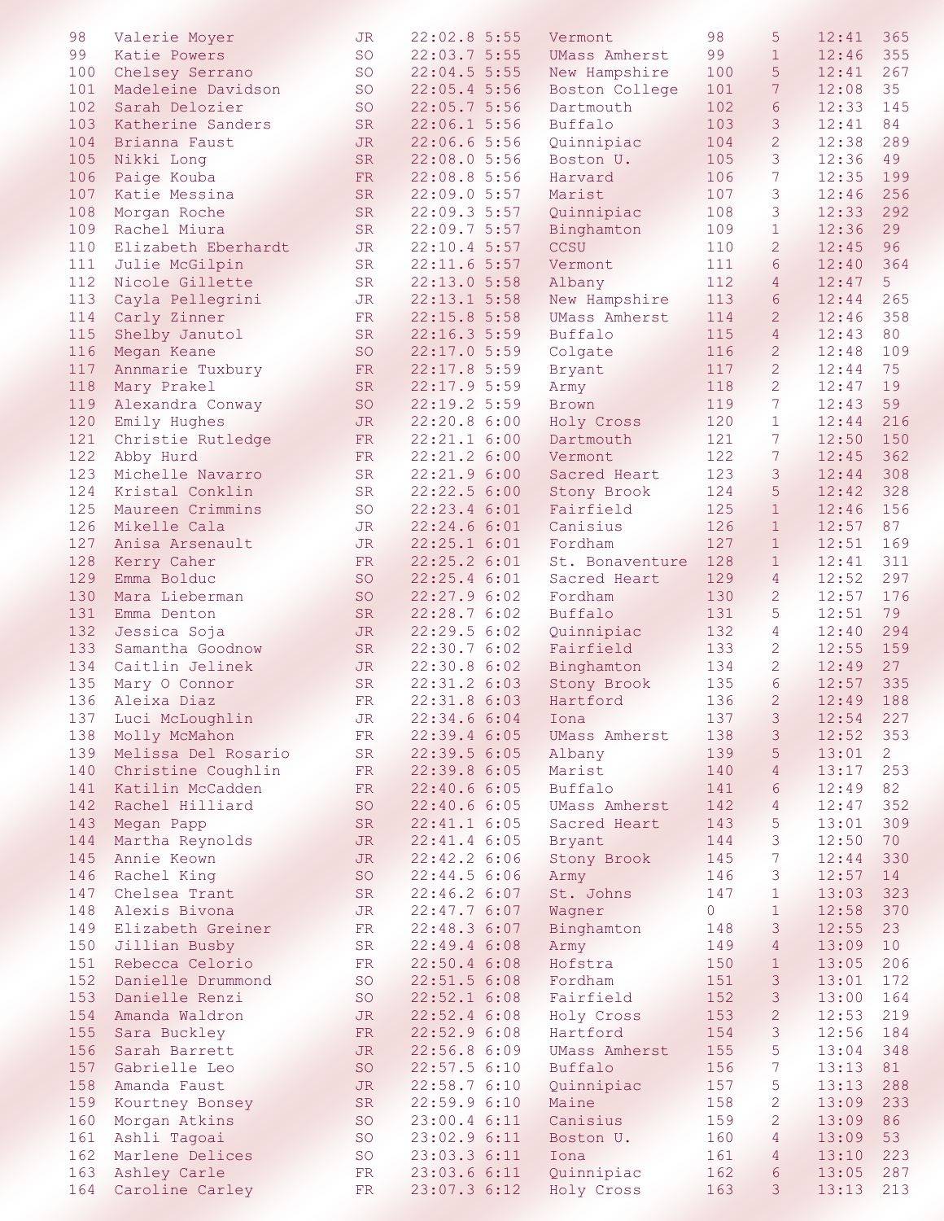| | | | | | | | | | |
|---|---|---|---|---|---|---|---|---|---|
| 98 | Valerie Moyer | JR | 22:02.8 | 5:55 | Vermont | 98 | 5 | 12:41 | 365 |
| 99 | Katie Powers | SO | 22:03.7 | 5:55 | UMass Amherst | 99 | 1 | 12:46 | 355 |
| 100 | Chelsey Serrano | SO | 22:04.5 | 5:55 | New Hampshire | 100 | 5 | 12:41 | 267 |
| 101 | Madeleine Davidson | SO | 22:05.4 | 5:56 | Boston College | 101 | 7 | 12:08 | 35 |
| 102 | Sarah Delozier | SO | 22:05.7 | 5:56 | Dartmouth | 102 | 6 | 12:33 | 145 |
| 103 | Katherine Sanders | SR | 22:06.1 | 5:56 | Buffalo | 103 | 3 | 12:41 | 84 |
| 104 | Brianna Faust | JR | 22:06.6 | 5:56 | Quinnipiac | 104 | 2 | 12:38 | 289 |
| 105 | Nikki Long | SR | 22:08.0 | 5:56 | Boston U. | 105 | 3 | 12:36 | 49 |
| 106 | Paige Kouba | FR | 22:08.8 | 5:56 | Harvard | 106 | 7 | 12:35 | 199 |
| 107 | Katie Messina | SR | 22:09.0 | 5:57 | Marist | 107 | 3 | 12:46 | 256 |
| 108 | Morgan Roche | SR | 22:09.3 | 5:57 | Quinnipiac | 108 | 3 | 12:33 | 292 |
| 109 | Rachel Miura | SR | 22:09.7 | 5:57 | Binghamton | 109 | 1 | 12:36 | 29 |
| 110 | Elizabeth Eberhardt | JR | 22:10.4 | 5:57 | CCSU | 110 | 2 | 12:45 | 96 |
| 111 | Julie McGilpin | SR | 22:11.6 | 5:57 | Vermont | 111 | 6 | 12:40 | 364 |
| 112 | Nicole Gillette | SR | 22:13.0 | 5:58 | Albany | 112 | 4 | 12:47 | 5 |
| 113 | Cayla Pellegrini | JR | 22:13.1 | 5:58 | New Hampshire | 113 | 6 | 12:44 | 265 |
| 114 | Carly Zinner | FR | 22:15.8 | 5:58 | UMass Amherst | 114 | 2 | 12:46 | 358 |
| 115 | Shelby Janutol | SR | 22:16.3 | 5:59 | Buffalo | 115 | 4 | 12:43 | 80 |
| 116 | Megan Keane | SO | 22:17.0 | 5:59 | Colgate | 116 | 2 | 12:48 | 109 |
| 117 | Annmarie Tuxbury | FR | 22:17.8 | 5:59 | Bryant | 117 | 2 | 12:44 | 75 |
| 118 | Mary Prakel | SR | 22:17.9 | 5:59 | Army | 118 | 2 | 12:47 | 19 |
| 119 | Alexandra Conway | SO | 22:19.2 | 5:59 | Brown | 119 | 7 | 12:43 | 59 |
| 120 | Emily Hughes | JR | 22:20.8 | 6:00 | Holy Cross | 120 | 1 | 12:44 | 216 |
| 121 | Christie Rutledge | FR | 22:21.1 | 6:00 | Dartmouth | 121 | 7 | 12:50 | 150 |
| 122 | Abby Hurd | FR | 22:21.2 | 6:00 | Vermont | 122 | 7 | 12:45 | 362 |
| 123 | Michelle Navarro | SR | 22:21.9 | 6:00 | Sacred Heart | 123 | 3 | 12:44 | 308 |
| 124 | Kristal Conklin | SR | 22:22.5 | 6:00 | Stony Brook | 124 | 5 | 12:42 | 328 |
| 125 | Maureen Crimmins | SO | 22:23.4 | 6:01 | Fairfield | 125 | 1 | 12:46 | 156 |
| 126 | Mikelle Cala | JR | 22:24.6 | 6:01 | Canisius | 126 | 1 | 12:57 | 87 |
| 127 | Anisa Arsenault | JR | 22:25.1 | 6:01 | Fordham | 127 | 1 | 12:51 | 169 |
| 128 | Kerry Caher | FR | 22:25.2 | 6:01 | St. Bonaventure | 128 | 1 | 12:41 | 311 |
| 129 | Emma Bolduc | SO | 22:25.4 | 6:01 | Sacred Heart | 129 | 4 | 12:52 | 297 |
| 130 | Mara Lieberman | SO | 22:27.9 | 6:02 | Fordham | 130 | 2 | 12:57 | 176 |
| 131 | Emma Denton | SR | 22:28.7 | 6:02 | Buffalo | 131 | 5 | 12:51 | 79 |
| 132 | Jessica Soja | JR | 22:29.5 | 6:02 | Quinnipiac | 132 | 4 | 12:40 | 294 |
| 133 | Samantha Goodnow | SR | 22:30.7 | 6:02 | Fairfield | 133 | 2 | 12:55 | 159 |
| 134 | Caitlin Jelinek | JR | 22:30.8 | 6:02 | Binghamton | 134 | 2 | 12:49 | 27 |
| 135 | Mary O Connor | SR | 22:31.2 | 6:03 | Stony Brook | 135 | 6 | 12:57 | 335 |
| 136 | Aleixa Diaz | FR | 22:31.8 | 6:03 | Hartford | 136 | 2 | 12:49 | 188 |
| 137 | Luci McLoughlin | JR | 22:34.6 | 6:04 | Iona | 137 | 3 | 12:54 | 227 |
| 138 | Molly McMahon | FR | 22:39.4 | 6:05 | UMass Amherst | 138 | 3 | 12:52 | 353 |
| 139 | Melissa Del Rosario | SR | 22:39.5 | 6:05 | Albany | 139 | 5 | 13:01 | 2 |
| 140 | Christine Coughlin | FR | 22:39.8 | 6:05 | Marist | 140 | 4 | 13:17 | 253 |
| 141 | Katilin McCadden | FR | 22:40.6 | 6:05 | Buffalo | 141 | 6 | 12:49 | 82 |
| 142 | Rachel Hilliard | SO | 22:40.6 | 6:05 | UMass Amherst | 142 | 4 | 12:47 | 352 |
| 143 | Megan Papp | SR | 22:41.1 | 6:05 | Sacred Heart | 143 | 5 | 13:01 | 309 |
| 144 | Martha Reynolds | JR | 22:41.4 | 6:05 | Bryant | 144 | 3 | 12:50 | 70 |
| 145 | Annie Keown | JR | 22:42.2 | 6:06 | Stony Brook | 145 | 7 | 12:44 | 330 |
| 146 | Rachel King | SO | 22:44.5 | 6:06 | Army | 146 | 3 | 12:57 | 14 |
| 147 | Chelsea Trant | SR | 22:46.2 | 6:07 | St. Johns | 147 | 1 | 13:03 | 323 |
| 148 | Alexis Bivona | JR | 22:47.7 | 6:07 | Wagner | 0 | 1 | 12:58 | 370 |
| 149 | Elizabeth Greiner | FR | 22:48.3 | 6:07 | Binghamton | 148 | 3 | 12:55 | 23 |
| 150 | Jillian Busby | SR | 22:49.4 | 6:08 | Army | 149 | 4 | 13:09 | 10 |
| 151 | Rebecca Celorio | FR | 22:50.4 | 6:08 | Hofstra | 150 | 1 | 13:05 | 206 |
| 152 | Danielle Drummond | SO | 22:51.5 | 6:08 | Fordham | 151 | 3 | 13:01 | 172 |
| 153 | Danielle Renzi | SO | 22:52.1 | 6:08 | Fairfield | 152 | 3 | 13:00 | 164 |
| 154 | Amanda Waldron | JR | 22:52.4 | 6:08 | Holy Cross | 153 | 2 | 12:53 | 219 |
| 155 | Sara Buckley | FR | 22:52.9 | 6:08 | Hartford | 154 | 3 | 12:56 | 184 |
| 156 | Sarah Barrett | JR | 22:56.8 | 6:09 | UMass Amherst | 155 | 5 | 13:04 | 348 |
| 157 | Gabrielle Leo | SO | 22:57.5 | 6:10 | Buffalo | 156 | 7 | 13:13 | 81 |
| 158 | Amanda Faust | JR | 22:58.7 | 6:10 | Quinnipiac | 157 | 5 | 13:13 | 288 |
| 159 | Kourtney Bonsey | SR | 22:59.9 | 6:10 | Maine | 158 | 2 | 13:09 | 233 |
| 160 | Morgan Atkins | SO | 23:00.4 | 6:11 | Canisius | 159 | 2 | 13:09 | 86 |
| 161 | Ashli Tagoai | SO | 23:02.9 | 6:11 | Boston U. | 160 | 4 | 13:09 | 53 |
| 162 | Marlene Delices | SO | 23:03.3 | 6:11 | Iona | 161 | 4 | 13:10 | 223 |
| 163 | Ashley Carle | FR | 23:03.6 | 6:11 | Quinnipiac | 162 | 6 | 13:05 | 287 |
| 164 | Caroline Carley | FR | 23:07.3 | 6:12 | Holy Cross | 163 | 3 | 13:13 | 213 |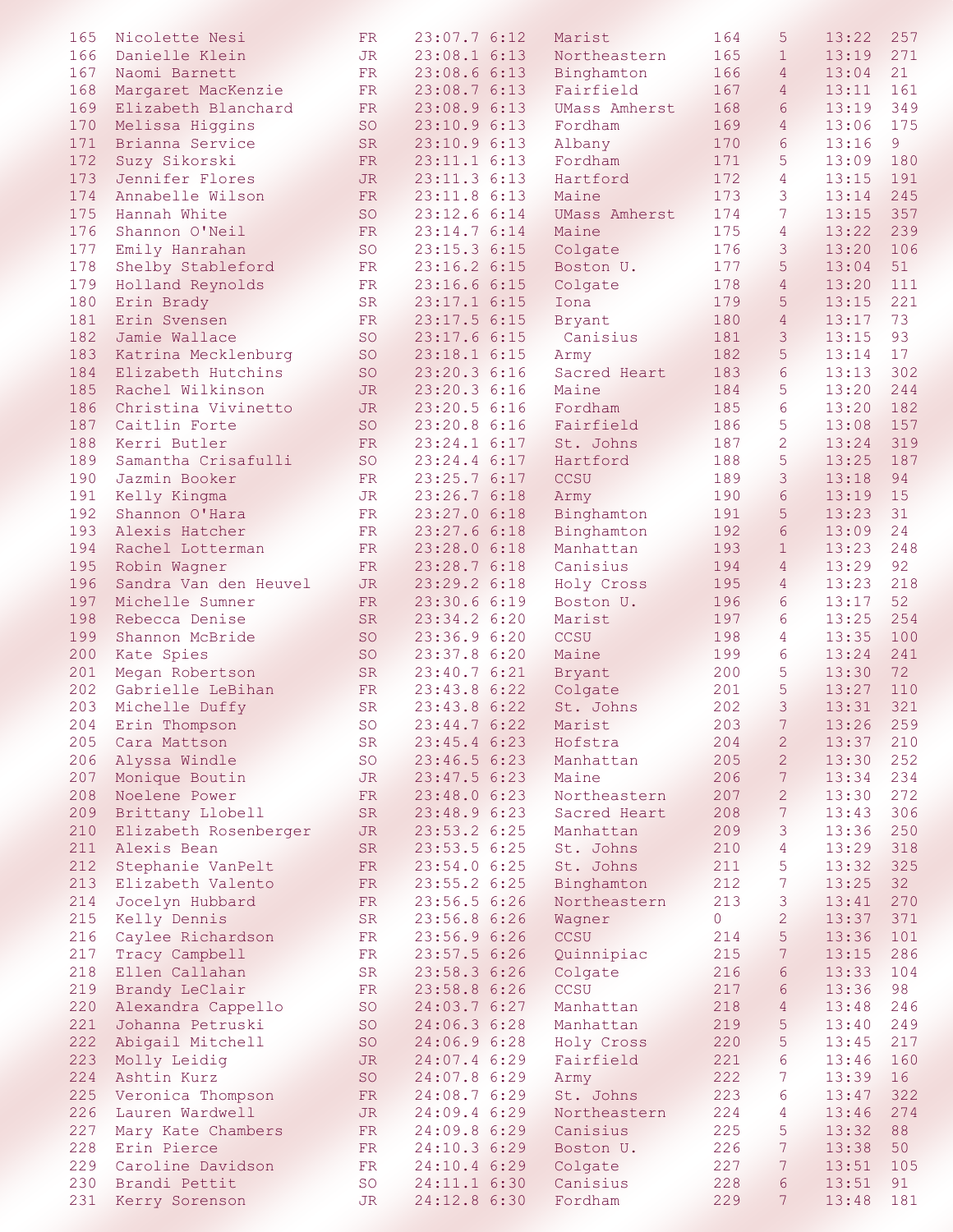| | | | | | | | | | |
|---|---|---|---|---|---|---|---|---|---|
| 165 | Nicolette Nesi | FR | 23:07.7 | 6:12 | Marist | 164 | 5 | 13:22 | 257 |
| 166 | Danielle Klein | JR | 23:08.1 | 6:13 | Northeastern | 165 | 1 | 13:19 | 271 |
| 167 | Naomi Barnett | FR | 23:08.6 | 6:13 | Binghamton | 166 | 4 | 13:04 | 21 |
| 168 | Margaret MacKenzie | FR | 23:08.7 | 6:13 | Fairfield | 167 | 4 | 13:11 | 161 |
| 169 | Elizabeth Blanchard | FR | 23:08.9 | 6:13 | UMass Amherst | 168 | 6 | 13:19 | 349 |
| 170 | Melissa Higgins | SO | 23:10.9 | 6:13 | Fordham | 169 | 4 | 13:06 | 175 |
| 171 | Brianna Service | SR | 23:10.9 | 6:13 | Albany | 170 | 6 | 13:16 | 9 |
| 172 | Suzy Sikorski | FR | 23:11.1 | 6:13 | Fordham | 171 | 5 | 13:09 | 180 |
| 173 | Jennifer Flores | JR | 23:11.3 | 6:13 | Hartford | 172 | 4 | 13:15 | 191 |
| 174 | Annabelle Wilson | FR | 23:11.8 | 6:13 | Maine | 173 | 3 | 13:14 | 245 |
| 175 | Hannah White | SO | 23:12.6 | 6:14 | UMass Amherst | 174 | 7 | 13:15 | 357 |
| 176 | Shannon O'Neil | FR | 23:14.7 | 6:14 | Maine | 175 | 4 | 13:22 | 239 |
| 177 | Emily Hanrahan | SO | 23:15.3 | 6:15 | Colgate | 176 | 3 | 13:20 | 106 |
| 178 | Shelby Stableford | FR | 23:16.2 | 6:15 | Boston U. | 177 | 5 | 13:04 | 51 |
| 179 | Holland Reynolds | FR | 23:16.6 | 6:15 | Colgate | 178 | 4 | 13:20 | 111 |
| 180 | Erin Brady | SR | 23:17.1 | 6:15 | Iona | 179 | 5 | 13:15 | 221 |
| 181 | Erin Svensen | FR | 23:17.5 | 6:15 | Bryant | 180 | 4 | 13:17 | 73 |
| 182 | Jamie Wallace | SO | 23:17.6 | 6:15 | Canisius | 181 | 3 | 13:15 | 93 |
| 183 | Katrina Mecklenburg | SO | 23:18.1 | 6:15 | Army | 182 | 5 | 13:14 | 17 |
| 184 | Elizabeth Hutchins | SO | 23:20.3 | 6:16 | Sacred Heart | 183 | 6 | 13:13 | 302 |
| 185 | Rachel Wilkinson | JR | 23:20.3 | 6:16 | Maine | 184 | 5 | 13:20 | 244 |
| 186 | Christina Vivinetto | JR | 23:20.5 | 6:16 | Fordham | 185 | 6 | 13:20 | 182 |
| 187 | Caitlin Forte | SO | 23:20.8 | 6:16 | Fairfield | 186 | 5 | 13:08 | 157 |
| 188 | Kerri Butler | FR | 23:24.1 | 6:17 | St. Johns | 187 | 2 | 13:24 | 319 |
| 189 | Samantha Crisafulli | SO | 23:24.4 | 6:17 | Hartford | 188 | 5 | 13:25 | 187 |
| 190 | Jazmin Booker | FR | 23:25.7 | 6:17 | CCSU | 189 | 3 | 13:18 | 94 |
| 191 | Kelly Kingma | JR | 23:26.7 | 6:18 | Army | 190 | 6 | 13:19 | 15 |
| 192 | Shannon O'Hara | FR | 23:27.0 | 6:18 | Binghamton | 191 | 5 | 13:23 | 31 |
| 193 | Alexis Hatcher | FR | 23:27.6 | 6:18 | Binghamton | 192 | 6 | 13:09 | 24 |
| 194 | Rachel Lotterman | FR | 23:28.0 | 6:18 | Manhattan | 193 | 1 | 13:23 | 248 |
| 195 | Robin Wagner | FR | 23:28.7 | 6:18 | Canisius | 194 | 4 | 13:29 | 92 |
| 196 | Sandra Van den Heuvel | JR | 23:29.2 | 6:18 | Holy Cross | 195 | 4 | 13:23 | 218 |
| 197 | Michelle Sumner | FR | 23:30.6 | 6:19 | Boston U. | 196 | 6 | 13:17 | 52 |
| 198 | Rebecca Denise | SR | 23:34.2 | 6:20 | Marist | 197 | 6 | 13:25 | 254 |
| 199 | Shannon McBride | SO | 23:36.9 | 6:20 | CCSU | 198 | 4 | 13:35 | 100 |
| 200 | Kate Spies | SO | 23:37.8 | 6:20 | Maine | 199 | 6 | 13:24 | 241 |
| 201 | Megan Robertson | SR | 23:40.7 | 6:21 | Bryant | 200 | 5 | 13:30 | 72 |
| 202 | Gabrielle LeBihan | FR | 23:43.8 | 6:22 | Colgate | 201 | 5 | 13:27 | 110 |
| 203 | Michelle Duffy | SR | 23:43.8 | 6:22 | St. Johns | 202 | 3 | 13:31 | 321 |
| 204 | Erin Thompson | SO | 23:44.7 | 6:22 | Marist | 203 | 7 | 13:26 | 259 |
| 205 | Cara Mattson | SR | 23:45.4 | 6:23 | Hofstra | 204 | 2 | 13:37 | 210 |
| 206 | Alyssa Windle | SO | 23:46.5 | 6:23 | Manhattan | 205 | 2 | 13:30 | 252 |
| 207 | Monique Boutin | JR | 23:47.5 | 6:23 | Maine | 206 | 7 | 13:34 | 234 |
| 208 | Noelene Power | FR | 23:48.0 | 6:23 | Northeastern | 207 | 2 | 13:30 | 272 |
| 209 | Brittany Llobell | SR | 23:48.9 | 6:23 | Sacred Heart | 208 | 7 | 13:43 | 306 |
| 210 | Elizabeth Rosenberger | JR | 23:53.2 | 6:25 | Manhattan | 209 | 3 | 13:36 | 250 |
| 211 | Alexis Bean | SR | 23:53.5 | 6:25 | St. Johns | 210 | 4 | 13:29 | 318 |
| 212 | Stephanie VanPelt | FR | 23:54.0 | 6:25 | St. Johns | 211 | 5 | 13:32 | 325 |
| 213 | Elizabeth Valento | FR | 23:55.2 | 6:25 | Binghamton | 212 | 7 | 13:25 | 32 |
| 214 | Jocelyn Hubbard | FR | 23:56.5 | 6:26 | Northeastern | 213 | 3 | 13:41 | 270 |
| 215 | Kelly Dennis | SR | 23:56.8 | 6:26 | Wagner | 0 | 2 | 13:37 | 371 |
| 216 | Caylee Richardson | FR | 23:56.9 | 6:26 | CCSU | 214 | 5 | 13:36 | 101 |
| 217 | Tracy Campbell | FR | 23:57.5 | 6:26 | Quinnipiac | 215 | 7 | 13:15 | 286 |
| 218 | Ellen Callahan | SR | 23:58.3 | 6:26 | Colgate | 216 | 6 | 13:33 | 104 |
| 219 | Brandy LeClair | FR | 23:58.8 | 6:26 | CCSU | 217 | 6 | 13:36 | 98 |
| 220 | Alexandra Cappello | SO | 24:03.7 | 6:27 | Manhattan | 218 | 4 | 13:48 | 246 |
| 221 | Johanna Petruski | SO | 24:06.3 | 6:28 | Manhattan | 219 | 5 | 13:40 | 249 |
| 222 | Abigail Mitchell | SO | 24:06.9 | 6:28 | Holy Cross | 220 | 5 | 13:45 | 217 |
| 223 | Molly Leidig | JR | 24:07.4 | 6:29 | Fairfield | 221 | 6 | 13:46 | 160 |
| 224 | Ashtin Kurz | SO | 24:07.8 | 6:29 | Army | 222 | 7 | 13:39 | 16 |
| 225 | Veronica Thompson | FR | 24:08.7 | 6:29 | St. Johns | 223 | 6 | 13:47 | 322 |
| 226 | Lauren Wardwell | JR | 24:09.4 | 6:29 | Northeastern | 224 | 4 | 13:46 | 274 |
| 227 | Mary Kate Chambers | FR | 24:09.8 | 6:29 | Canisius | 225 | 5 | 13:32 | 88 |
| 228 | Erin Pierce | FR | 24:10.3 | 6:29 | Boston U. | 226 | 7 | 13:38 | 50 |
| 229 | Caroline Davidson | FR | 24:10.4 | 6:29 | Colgate | 227 | 7 | 13:51 | 105 |
| 230 | Brandi Pettit | SO | 24:11.1 | 6:30 | Canisius | 228 | 6 | 13:51 | 91 |
| 231 | Kerry Sorenson | JR | 24:12.8 | 6:30 | Fordham | 229 | 7 | 13:48 | 181 |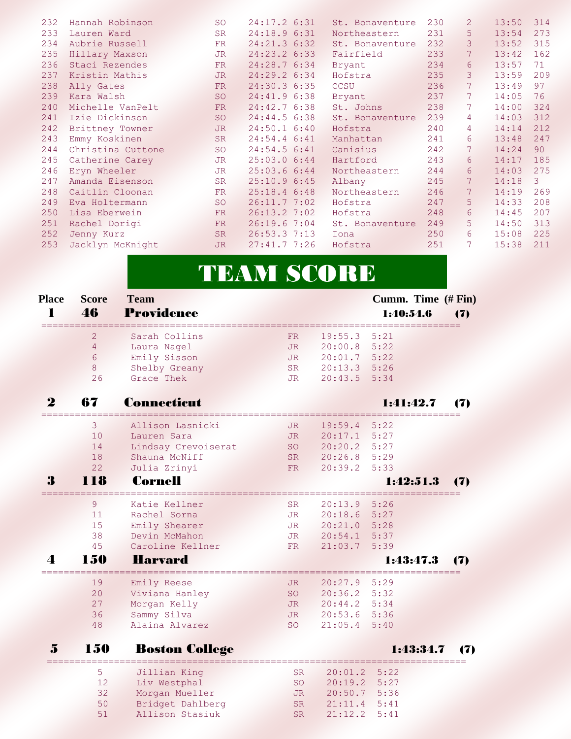| | | | | | | | | | |
|---|---|---|---|---|---|---|---|---|---|
| 232 | Hannah Robinson | SO | 24:17.2 | 6:31 | St. Bonaventure | 230 | 2 | 13:50 | 314 |
| 233 | Lauren Ward | SR | 24:18.9 | 6:31 | Northeastern | 231 | 5 | 13:54 | 273 |
| 234 | Aubrie Russell | FR | 24:21.3 | 6:32 | St. Bonaventure | 232 | 3 | 13:52 | 315 |
| 235 | Hillary Maxson | JR | 24:23.2 | 6:33 | Fairfield | 233 | 7 | 13:42 | 162 |
| 236 | Staci Rezendes | FR | 24:28.7 | 6:34 | Bryant | 234 | 6 | 13:57 | 71 |
| 237 | Kristin Mathis | JR | 24:29.2 | 6:34 | Hofstra | 235 | 3 | 13:59 | 209 |
| 238 | Ally Gates | FR | 24:30.3 | 6:35 | CCSU | 236 | 7 | 13:49 | 97 |
| 239 | Kara Walsh | SO | 24:41.9 | 6:38 | Bryant | 237 | 7 | 14:05 | 76 |
| 240 | Michelle VanPelt | FR | 24:42.7 | 6:38 | St. Johns | 238 | 7 | 14:00 | 324 |
| 241 | Izie Dickinson | SO | 24:44.5 | 6:38 | St. Bonaventure | 239 | 4 | 14:03 | 312 |
| 242 | Brittney Towner | JR | 24:50.1 | 6:40 | Hofstra | 240 | 4 | 14:14 | 212 |
| 243 | Emmy Koskinen | SR | 24:54.4 | 6:41 | Manhattan | 241 | 6 | 13:48 | 247 |
| 244 | Christina Cuttone | SO | 24:54.5 | 6:41 | Canisius | 242 | 7 | 14:24 | 90 |
| 245 | Catherine Carey | JR | 25:03.0 | 6:44 | Hartford | 243 | 6 | 14:17 | 185 |
| 246 | Eryn Wheeler | JR | 25:03.6 | 6:44 | Northeastern | 244 | 6 | 14:03 | 275 |
| 247 | Amanda Eisenson | SR | 25:10.9 | 6:45 | Albany | 245 | 7 | 14:18 | 3 |
| 248 | Caitlin Cloonan | FR | 25:18.4 | 6:48 | Northeastern | 246 | 7 | 14:19 | 269 |
| 249 | Eva Holtermann | SO | 26:11.7 | 7:02 | Hofstra | 247 | 5 | 14:33 | 208 |
| 250 | Lisa Eberwein | FR | 26:13.2 | 7:02 | Hofstra | 248 | 6 | 14:45 | 207 |
| 251 | Rachel Dorigi | FR | 26:19.6 | 7:04 | St. Bonaventure | 249 | 5 | 14:50 | 313 |
| 252 | Jenny Kurz | SR | 26:53.3 | 7:13 | Iona | 250 | 6 | 15:08 | 225 |
| 253 | Jacklyn McKnight | JR | 27:41.7 | 7:26 | Hofstra | 251 | 7 | 15:38 | 211 |

# TEAM SCORE

| Place | Score | Team | | | | Cumm. Time | (# Fin) |
|---|---|---|---|---|---|---|---|
| **1** | **46** | **Providence** | | | | **1:40:54.6** | **(7)** |
| | 2 | Sarah Collins | FR | 19:55.3 | 5:21 | | |
| | 4 | Laura Nagel | JR | 20:00.8 | 5:22 | | |
| | 6 | Emily Sisson | JR | 20:01.7 | 5:22 | | |
| | 8 | Shelby Greany | SR | 20:13.3 | 5:26 | | |
| | 26 | Grace Thek | JR | 20:43.5 | 5:34 | | |
| **2** | **67** | **Connecticut** | | | | **1:41:42.7** | **(7)** |
| | 3 | Allison Lasnicki | JR | 19:59.4 | 5:22 | | |
| | 10 | Lauren Sara | JR | 20:17.1 | 5:27 | | |
| | 14 | Lindsay Crevoiserat | SO | 20:20.2 | 5:27 | | |
| | 18 | Shauna McNiff | SR | 20:26.8 | 5:29 | | |
| | 22 | Julia Zrinyi | FR | 20:39.2 | 5:33 | | |
| **3** | **118** | **Cornell** | | | | **1:42:51.3** | **(7)** |
| | 9 | Katie Kellner | SR | 20:13.9 | 5:26 | | |
| | 11 | Rachel Sorna | JR | 20:18.6 | 5:27 | | |
| | 15 | Emily Shearer | JR | 20:21.0 | 5:28 | | |
| | 38 | Devin McMahon | JR | 20:54.1 | 5:37 | | |
| | 45 | Caroline Kellner | FR | 21:03.7 | 5:39 | | |
| **4** | **150** | **Harvard** | | | | **1:43:47.3** | **(7)** |
| | 19 | Emily Reese | JR | 20:27.9 | 5:29 | | |
| | 20 | Viviana Hanley | SO | 20:36.2 | 5:32 | | |
| | 27 | Morgan Kelly | JR | 20:44.2 | 5:34 | | |
| | 36 | Sammy Silva | JR | 20:53.6 | 5:36 | | |
| | 48 | Alaina Alvarez | SO | 21:05.4 | 5:40 | | |
| **5** | **150** | **Boston College** | | | | **1:43:34.7** | **(7)** |
| | 5 | Jillian King | SR | 20:01.2 | 5:22 | | |
| | 12 | Liv Westphal | SO | 20:19.2 | 5:27 | | |
| | 32 | Morgan Mueller | JR | 20:50.7 | 5:36 | | |
| | 50 | Bridget Dahlberg | SR | 21:11.4 | 5:41 | | |
| | 51 | Allison Stasiuk | SR | 21:12.2 | 5:41 | | |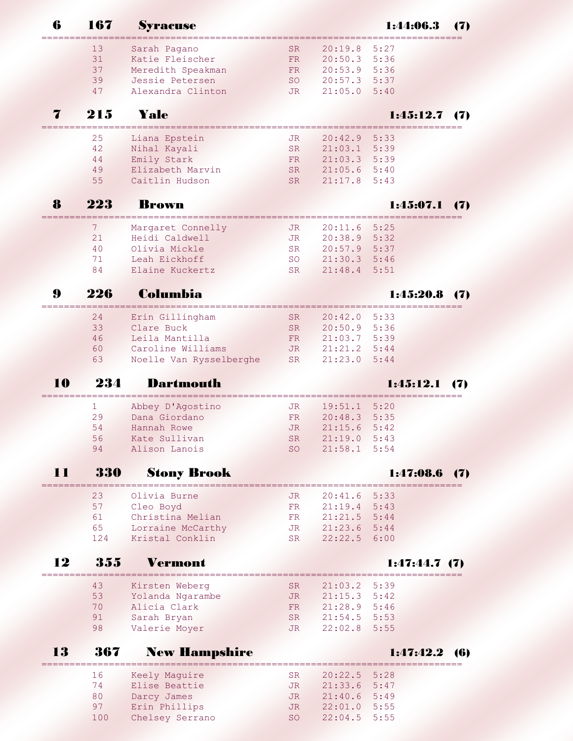## 6 167 Syracuse 1:44:06.3 (7)

| Place | Name | Year | Time | Pace |
|---|---|---|---|---|
| 13 | Sarah Pagano | SR | 20:19.8 | 5:27 |
| 31 | Katie Fleischer | FR | 20:50.3 | 5:36 |
| 37 | Meredith Speakman | FR | 20:53.9 | 5:36 |
| 39 | Jessie Petersen | SO | 20:57.3 | 5:37 |
| 47 | Alexandra Clinton | JR | 21:05.0 | 5:40 |

## 7 215 Yale 1:45:12.7 (7)

| Place | Name | Year | Time | Pace |
|---|---|---|---|---|
| 25 | Liana Epstein | JR | 20:42.9 | 5:33 |
| 42 | Nihal Kayali | SR | 21:03.1 | 5:39 |
| 44 | Emily Stark | FR | 21:03.3 | 5:39 |
| 49 | Elizabeth Marvin | SR | 21:05.6 | 5:40 |
| 55 | Caitlin Hudson | SR | 21:17.8 | 5:43 |

## 8 223 Brown 1:45:07.1 (7)

| Place | Name | Year | Time | Pace |
|---|---|---|---|---|
| 7 | Margaret Connelly | JR | 20:11.6 | 5:25 |
| 21 | Heidi Caldwell | JR | 20:38.9 | 5:32 |
| 40 | Olivia Mickle | SR | 20:57.9 | 5:37 |
| 71 | Leah Eickhoff | SO | 21:30.3 | 5:46 |
| 84 | Elaine Kuckertz | SR | 21:48.4 | 5:51 |

## 9 226 Columbia 1:45:20.8 (7)

| Place | Name | Year | Time | Pace |
|---|---|---|---|---|
| 24 | Erin Gillingham | SR | 20:42.0 | 5:33 |
| 33 | Clare Buck | SR | 20:50.9 | 5:36 |
| 46 | Leila Mantilla | FR | 21:03.7 | 5:39 |
| 60 | Caroline Williams | JR | 21:21.2 | 5:44 |
| 63 | Noelle Van Rysselberghe | SR | 21:23.0 | 5:44 |

## 10 234 Dartmouth 1:45:12.1 (7)

| Place | Name | Year | Time | Pace |
|---|---|---|---|---|
| 1 | Abbey D'Agostino | JR | 19:51.1 | 5:20 |
| 29 | Dana Giordano | FR | 20:48.3 | 5:35 |
| 54 | Hannah Rowe | JR | 21:15.6 | 5:42 |
| 56 | Kate Sullivan | SR | 21:19.0 | 5:43 |
| 94 | Alison Lanois | SO | 21:58.1 | 5:54 |

## 11 330 Stony Brook 1:47:08.6 (7)

| Place | Name | Year | Time | Pace |
|---|---|---|---|---|
| 23 | Olivia Burne | JR | 20:41.6 | 5:33 |
| 57 | Cleo Boyd | FR | 21:19.4 | 5:43 |
| 61 | Christina Melian | FR | 21:21.5 | 5:44 |
| 65 | Lorraine McCarthy | JR | 21:23.6 | 5:44 |
| 124 | Kristal Conklin | SR | 22:22.5 | 6:00 |

## 12 355 Vermont 1:47:44.7 (7)

| Place | Name | Year | Time | Pace |
|---|---|---|---|---|
| 43 | Kirsten Weberg | SR | 21:03.2 | 5:39 |
| 53 | Yolanda Ngarambe | JR | 21:15.3 | 5:42 |
| 70 | Alicia Clark | FR | 21:28.9 | 5:46 |
| 91 | Sarah Bryan | SR | 21:54.5 | 5:53 |
| 98 | Valerie Moyer | JR | 22:02.8 | 5:55 |

## 13 367 New Hampshire 1:47:42.2 (6)

| Place | Name | Year | Time | Pace |
|---|---|---|---|---|
| 16 | Keely Maguire | SR | 20:22.5 | 5:28 |
| 74 | Elise Beattie | JR | 21:33.6 | 5:47 |
| 80 | Darcy James | JR | 21:40.6 | 5:49 |
| 97 | Erin Phillips | JR | 22:01.0 | 5:55 |
| 100 | Chelsey Serrano | SO | 22:04.5 | 5:55 |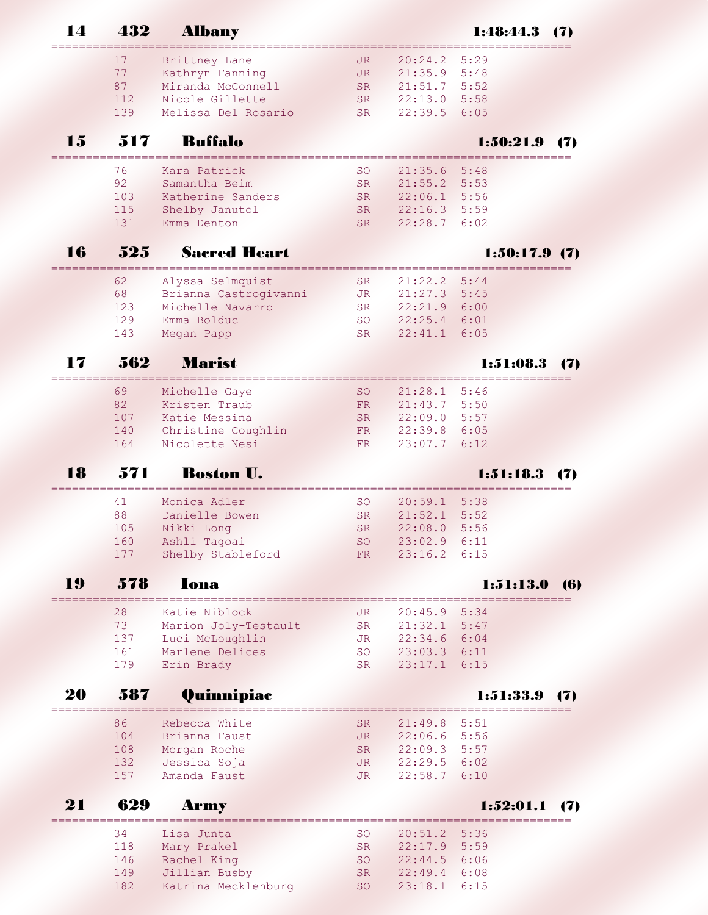## 14 432 Albany 1:48:44.3 (7)

| Place | Name | Year | Time | Pace |
|---|---|---|---|---|
| 17 | Brittney Lane | JR | 20:24.2 | 5:29 |
| 77 | Kathryn Fanning | JR | 21:35.9 | 5:48 |
| 87 | Miranda McConnell | SR | 21:51.7 | 5:52 |
| 112 | Nicole Gillette | SR | 22:13.0 | 5:58 |
| 139 | Melissa Del Rosario | SR | 22:39.5 | 6:05 |

## 15 517 Buffalo 1:50:21.9 (7)

| Place | Name | Year | Time | Pace |
|---|---|---|---|---|
| 76 | Kara Patrick | SO | 21:35.6 | 5:48 |
| 92 | Samantha Beim | SR | 21:55.2 | 5:53 |
| 103 | Katherine Sanders | SR | 22:06.1 | 5:56 |
| 115 | Shelby Janutol | SR | 22:16.3 | 5:59 |
| 131 | Emma Denton | SR | 22:28.7 | 6:02 |

## 16 525 Sacred Heart 1:50:17.9 (7)

| Place | Name | Year | Time | Pace |
|---|---|---|---|---|
| 62 | Alyssa Selmquist | SR | 21:22.2 | 5:44 |
| 68 | Brianna Castrogivanni | JR | 21:27.3 | 5:45 |
| 123 | Michelle Navarro | SR | 22:21.9 | 6:00 |
| 129 | Emma Bolduc | SO | 22:25.4 | 6:01 |
| 143 | Megan Papp | SR | 22:41.1 | 6:05 |

## 17 562 Marist 1:51:08.3 (7)

| Place | Name | Year | Time | Pace |
|---|---|---|---|---|
| 69 | Michelle Gaye | SO | 21:28.1 | 5:46 |
| 82 | Kristen Traub | FR | 21:43.7 | 5:50 |
| 107 | Katie Messina | SR | 22:09.0 | 5:57 |
| 140 | Christine Coughlin | FR | 22:39.8 | 6:05 |
| 164 | Nicolette Nesi | FR | 23:07.7 | 6:12 |

## 18 571 Boston U. 1:51:18.3 (7)

| Place | Name | Year | Time | Pace |
|---|---|---|---|---|
| 41 | Monica Adler | SO | 20:59.1 | 5:38 |
| 88 | Danielle Bowen | SR | 21:52.1 | 5:52 |
| 105 | Nikki Long | SR | 22:08.0 | 5:56 |
| 160 | Ashli Tagoai | SO | 23:02.9 | 6:11 |
| 177 | Shelby Stableford | FR | 23:16.2 | 6:15 |

## 19 578 Iona 1:51:13.0 (6)

| Place | Name | Year | Time | Pace |
|---|---|---|---|---|
| 28 | Katie Niblock | JR | 20:45.9 | 5:34 |
| 73 | Marion Joly-Testault | SR | 21:32.1 | 5:47 |
| 137 | Luci McLoughlin | JR | 22:34.6 | 6:04 |
| 161 | Marlene Delices | SO | 23:03.3 | 6:11 |
| 179 | Erin Brady | SR | 23:17.1 | 6:15 |

## 20 587 Quinnipiac 1:51:33.9 (7)

| Place | Name | Year | Time | Pace |
|---|---|---|---|---|
| 86 | Rebecca White | SR | 21:49.8 | 5:51 |
| 104 | Brianna Faust | JR | 22:06.6 | 5:56 |
| 108 | Morgan Roche | SR | 22:09.3 | 5:57 |
| 132 | Jessica Soja | JR | 22:29.5 | 6:02 |
| 157 | Amanda Faust | JR | 22:58.7 | 6:10 |

## 21 629 Army 1:52:01.1 (7)

| Place | Name | Year | Time | Pace |
|---|---|---|---|---|
| 34 | Lisa Junta | SO | 20:51.2 | 5:36 |
| 118 | Mary Prakel | SR | 22:17.9 | 5:59 |
| 146 | Rachel King | SO | 22:44.5 | 6:06 |
| 149 | Jillian Busby | SR | 22:49.4 | 6:08 |
| 182 | Katrina Mecklenburg | SO | 23:18.1 | 6:15 |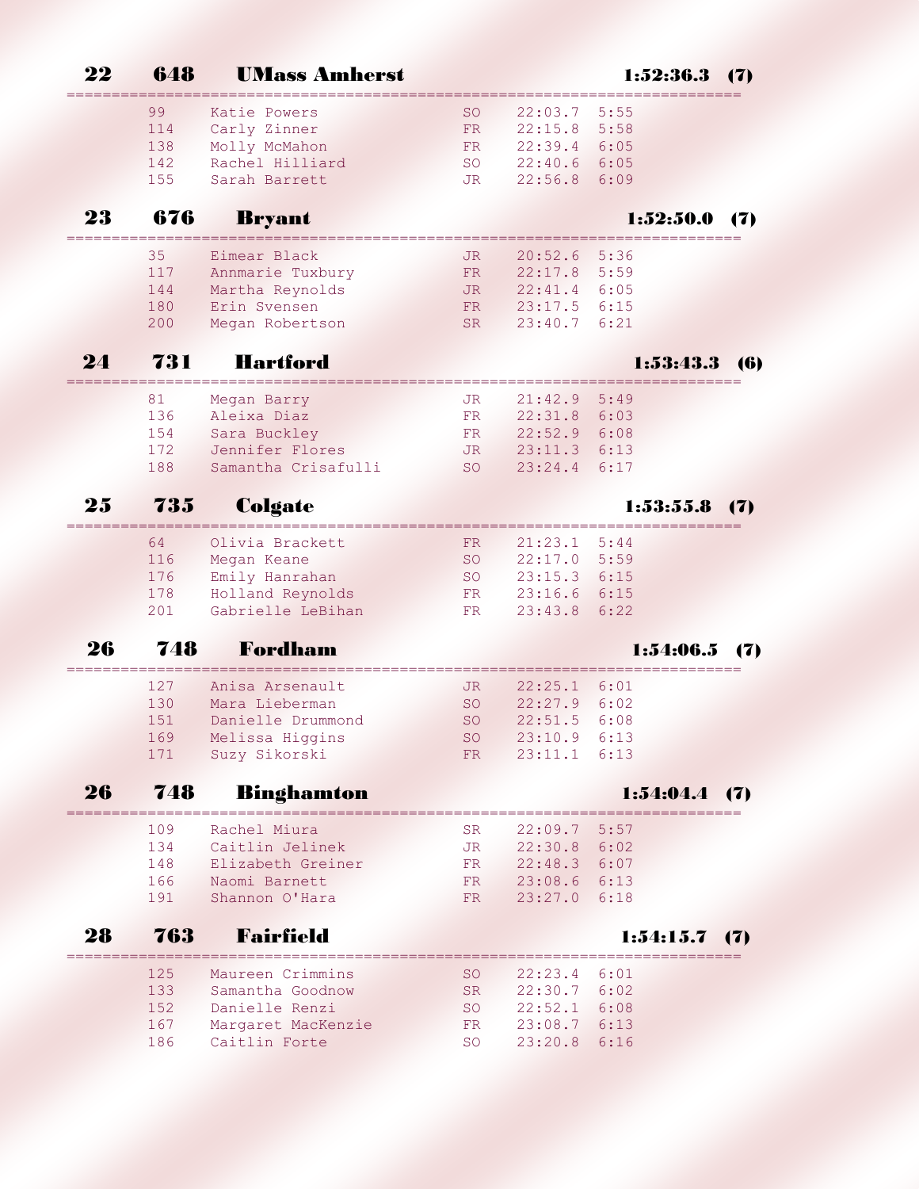## 22 648 UMass Amherst 1:52:36.3 (7)

| Place | Name | Year | Time | Pace |
|---|---|---|---|---|
| 99 | Katie Powers | SO | 22:03.7 | 5:55 |
| 114 | Carly Zinner | FR | 22:15.8 | 5:58 |
| 138 | Molly McMahon | FR | 22:39.4 | 6:05 |
| 142 | Rachel Hilliard | SO | 22:40.6 | 6:05 |
| 155 | Sarah Barrett | JR | 22:56.8 | 6:09 |

## 23 676 Bryant 1:52:50.0 (7)

| Place | Name | Year | Time | Pace |
|---|---|---|---|---|
| 35 | Eimear Black | JR | 20:52.6 | 5:36 |
| 117 | Annmarie Tuxbury | FR | 22:17.8 | 5:59 |
| 144 | Martha Reynolds | JR | 22:41.4 | 6:05 |
| 180 | Erin Svensen | FR | 23:17.5 | 6:15 |
| 200 | Megan Robertson | SR | 23:40.7 | 6:21 |

## 24 731 Hartford 1:53:43.3 (6)

| Place | Name | Year | Time | Pace |
|---|---|---|---|---|
| 81 | Megan Barry | JR | 21:42.9 | 5:49 |
| 136 | Aleixa Diaz | FR | 22:31.8 | 6:03 |
| 154 | Sara Buckley | FR | 22:52.9 | 6:08 |
| 172 | Jennifer Flores | JR | 23:11.3 | 6:13 |
| 188 | Samantha Crisafulli | SO | 23:24.4 | 6:17 |

## 25 735 Colgate 1:53:55.8 (7)

| Place | Name | Year | Time | Pace |
|---|---|---|---|---|
| 64 | Olivia Brackett | FR | 21:23.1 | 5:44 |
| 116 | Megan Keane | SO | 22:17.0 | 5:59 |
| 176 | Emily Hanrahan | SO | 23:15.3 | 6:15 |
| 178 | Holland Reynolds | FR | 23:16.6 | 6:15 |
| 201 | Gabrielle LeBihan | FR | 23:43.8 | 6:22 |

## 26 748 Fordham 1:54:06.5 (7)

| Place | Name | Year | Time | Pace |
|---|---|---|---|---|
| 127 | Anisa Arsenault | JR | 22:25.1 | 6:01 |
| 130 | Mara Lieberman | SO | 22:27.9 | 6:02 |
| 151 | Danielle Drummond | SO | 22:51.5 | 6:08 |
| 169 | Melissa Higgins | SO | 23:10.9 | 6:13 |
| 171 | Suzy Sikorski | FR | 23:11.1 | 6:13 |

## 26 748 Binghamton 1:54:04.4 (7)

| Place | Name | Year | Time | Pace |
|---|---|---|---|---|
| 109 | Rachel Miura | SR | 22:09.7 | 5:57 |
| 134 | Caitlin Jelinek | JR | 22:30.8 | 6:02 |
| 148 | Elizabeth Greiner | FR | 22:48.3 | 6:07 |
| 166 | Naomi Barnett | FR | 23:08.6 | 6:13 |
| 191 | Shannon O'Hara | FR | 23:27.0 | 6:18 |

## 28 763 Fairfield 1:54:15.7 (7)

| Place | Name | Year | Time | Pace |
|---|---|---|---|---|
| 125 | Maureen Crimmins | SO | 22:23.4 | 6:01 |
| 133 | Samantha Goodnow | SR | 22:30.7 | 6:02 |
| 152 | Danielle Renzi | SO | 22:52.1 | 6:08 |
| 167 | Margaret MacKenzie | FR | 23:08.7 | 6:13 |
| 186 | Caitlin Forte | SO | 23:20.8 | 6:16 |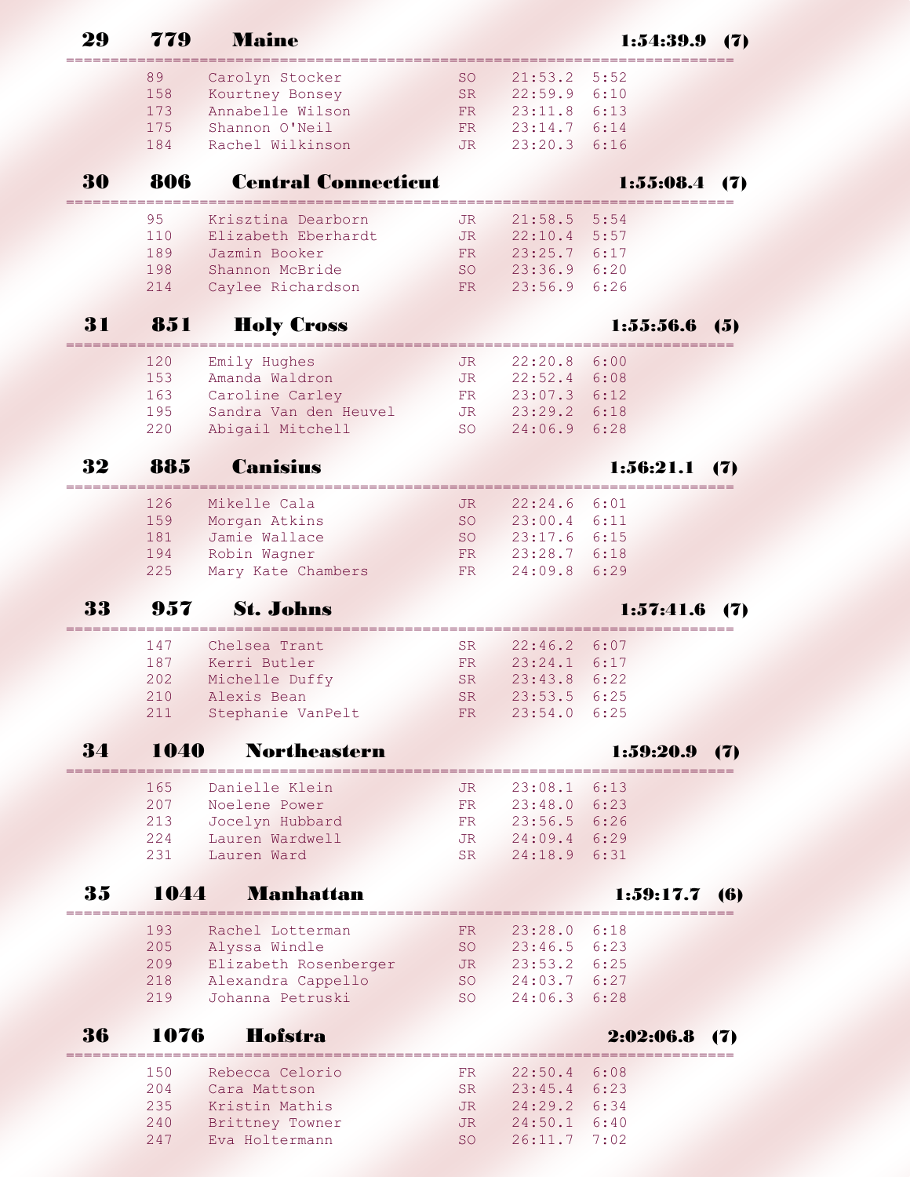## 29 779 Maine 1:54:39.9 (7)

| Place | Name | Year | Time | Pace |
|---|---|---|---|---|
| 89 | Carolyn Stocker | SO | 21:53.2 | 5:52 |
| 158 | Kourtney Bonsey | SR | 22:59.9 | 6:10 |
| 173 | Annabelle Wilson | FR | 23:11.8 | 6:13 |
| 175 | Shannon O'Neil | FR | 23:14.7 | 6:14 |
| 184 | Rachel Wilkinson | JR | 23:20.3 | 6:16 |

## 30 806 Central Connecticut 1:55:08.4 (7)

| Place | Name | Year | Time | Pace |
|---|---|---|---|---|
| 95 | Krisztina Dearborn | JR | 21:58.5 | 5:54 |
| 110 | Elizabeth Eberhardt | JR | 22:10.4 | 5:57 |
| 189 | Jazmin Booker | FR | 23:25.7 | 6:17 |
| 198 | Shannon McBride | SO | 23:36.9 | 6:20 |
| 214 | Caylee Richardson | FR | 23:56.9 | 6:26 |

## 31 851 Holy Cross 1:55:56.6 (5)

| Place | Name | Year | Time | Pace |
|---|---|---|---|---|
| 120 | Emily Hughes | JR | 22:20.8 | 6:00 |
| 153 | Amanda Waldron | JR | 22:52.4 | 6:08 |
| 163 | Caroline Carley | FR | 23:07.3 | 6:12 |
| 195 | Sandra Van den Heuvel | JR | 23:29.2 | 6:18 |
| 220 | Abigail Mitchell | SO | 24:06.9 | 6:28 |

## 32 885 Canisius 1:56:21.1 (7)

| Place | Name | Year | Time | Pace |
|---|---|---|---|---|
| 126 | Mikelle Cala | JR | 22:24.6 | 6:01 |
| 159 | Morgan Atkins | SO | 23:00.4 | 6:11 |
| 181 | Jamie Wallace | SO | 23:17.6 | 6:15 |
| 194 | Robin Wagner | FR | 23:28.7 | 6:18 |
| 225 | Mary Kate Chambers | FR | 24:09.8 | 6:29 |

## 33 957 St. Johns 1:57:41.6 (7)

| Place | Name | Year | Time | Pace |
|---|---|---|---|---|
| 147 | Chelsea Trant | SR | 22:46.2 | 6:07 |
| 187 | Kerri Butler | FR | 23:24.1 | 6:17 |
| 202 | Michelle Duffy | SR | 23:43.8 | 6:22 |
| 210 | Alexis Bean | SR | 23:53.5 | 6:25 |
| 211 | Stephanie VanPelt | FR | 23:54.0 | 6:25 |

## 34 1040 Northeastern 1:59:20.9 (7)

| Place | Name | Year | Time | Pace |
|---|---|---|---|---|
| 165 | Danielle Klein | JR | 23:08.1 | 6:13 |
| 207 | Noelene Power | FR | 23:48.0 | 6:23 |
| 213 | Jocelyn Hubbard | FR | 23:56.5 | 6:26 |
| 224 | Lauren Wardwell | JR | 24:09.4 | 6:29 |
| 231 | Lauren Ward | SR | 24:18.9 | 6:31 |

## 35 1044 Manhattan 1:59:17.7 (6)

| Place | Name | Year | Time | Pace |
|---|---|---|---|---|
| 193 | Rachel Lotterman | FR | 23:28.0 | 6:18 |
| 205 | Alyssa Windle | SO | 23:46.5 | 6:23 |
| 209 | Elizabeth Rosenberger | JR | 23:53.2 | 6:25 |
| 218 | Alexandra Cappello | SO | 24:03.7 | 6:27 |
| 219 | Johanna Petruski | SO | 24:06.3 | 6:28 |

## 36 1076 Hofstra 2:02:06.8 (7)

| Place | Name | Year | Time | Pace |
|---|---|---|---|---|
| 150 | Rebecca Celorio | FR | 22:50.4 | 6:08 |
| 204 | Cara Mattson | SR | 23:45.4 | 6:23 |
| 235 | Kristin Mathis | JR | 24:29.2 | 6:34 |
| 240 | Brittney Towner | JR | 24:50.1 | 6:40 |
| 247 | Eva Holtermann | SO | 26:11.7 | 7:02 |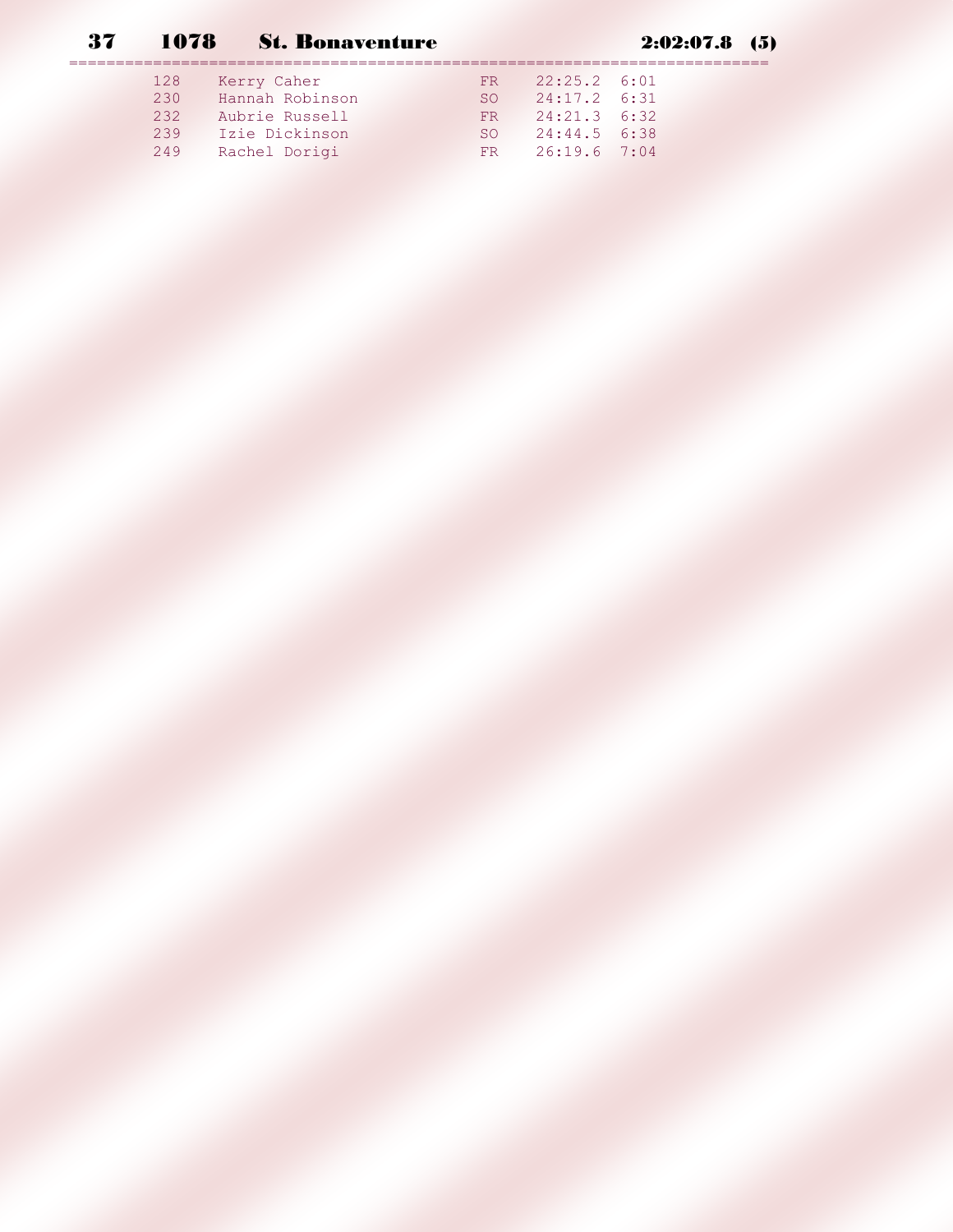## 37 1078 St. Bonaventure 2:02:07.8 (5)

| | | | | |
|---|---|---|---|---|
| 128 | Kerry Caher | FR | 22:25.2 | 6:01 |
| 230 | Hannah Robinson | SO | 24:17.2 | 6:31 |
| 232 | Aubrie Russell | FR | 24:21.3 | 6:32 |
| 239 | Izie Dickinson | SO | 24:44.5 | 6:38 |
| 249 | Rachel Dorigi | FR | 26:19.6 | 7:04 |